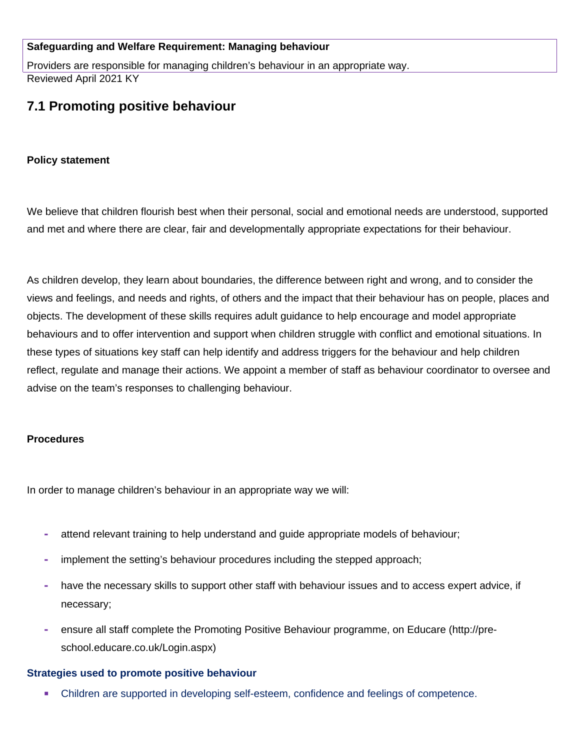**Safeguarding and Welfare Requirement: Managing behaviour**

Providers are responsible for managing children's behaviour in an appropriate way.

Reviewed April 2021 KY

## 7.1 Promoting positive behaviour

**Policy statement**

We believe that children flourish best when their personal, social and emotional needs are understood, supported and met and where there are clear, fair and developmentally appropriate expectations for their behaviour.

As children develop, they learn about boundaries, the difference between right and wrong, and to consider the views and feelings, and needs and rights, of others and the impact that their behaviour has on people, places and objects. The development of these skills requires adult guidance to help encourage and model appropriate behaviours and to offer intervention and support when children struggle with conflict and emotional situations. In these types of situations key staff can help identify and address triggers for the behaviour and help children reflect, regulate and manage their actions. We appoint a member of staff as behaviour coordinator to oversee and advise on the team's responses to challenging behaviour.

**Procedures**

In order to manage children's behaviour in an appropriate way we will:

- attend relevant training to help understand and guide appropriate models of behaviour;
- implement the setting's behaviour procedures including the stepped approach;
- have the necessary skills to support other staff with behaviour issues and to access expert advice, if necessary;
- ensure all staff complete the Promoting Positive Behaviour programme, on Educare (http://pre-school.educare.co.uk/Login.aspx)

**Strategies used to promote positive behaviour**

- Children are supported in developing self-esteem, confidence and feelings of competence.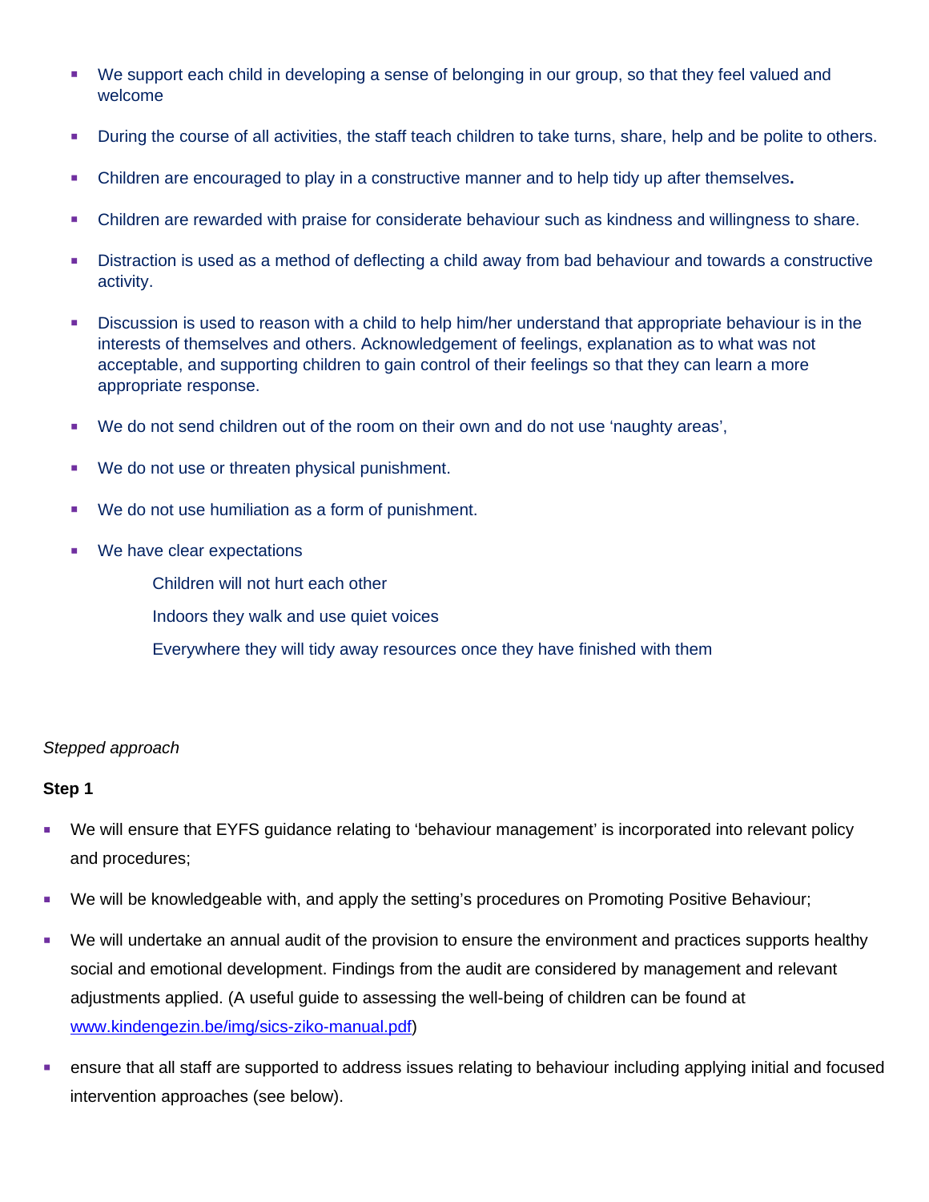- We support each child in developing a sense of belonging in our group, so that they feel valued and welcome
- During the course of all activities, the staff teach children to take turns, share, help and be polite to others.
- Children are encouraged to play in a constructive manner and to help tidy up after themselves**.**
- Children are rewarded with praise for considerate behaviour such as kindness and willingness to share.
- Distraction is used as a method of deflecting a child away from bad behaviour and towards a constructive activity.
- Discussion is used to reason with a child to help him/her understand that appropriate behaviour is in the interests of themselves and others. Acknowledgement of feelings, explanation as to what was not acceptable, and supporting children to gain control of their feelings so that they can learn a more appropriate response.
- We do not send children out of the room on their own and do not use 'naughty areas',
- We do not use or threaten physical punishment.
- We do not use humiliation as a form of punishment.
- We have clear expectations

    Children will not hurt each other

    Indoors they walk and use quiet voices

    Everywhere they will tidy away resources once they have finished with them

*Stepped approach*

**Step 1**

- We will ensure that EYFS guidance relating to 'behaviour management' is incorporated into relevant policy and procedures;
- We will be knowledgeable with, and apply the setting's procedures on Promoting Positive Behaviour;
- We will undertake an annual audit of the provision to ensure the environment and practices supports healthy social and emotional development. Findings from the audit are considered by management and relevant adjustments applied. (A useful guide to assessing the well-being of children can be found at [www.kindengezin.be/img/sics-ziko-manual.pdf](www.kindengezin.be/img/sics-ziko-manual.pdf))
- ensure that all staff are supported to address issues relating to behaviour including applying initial and focused intervention approaches (see below).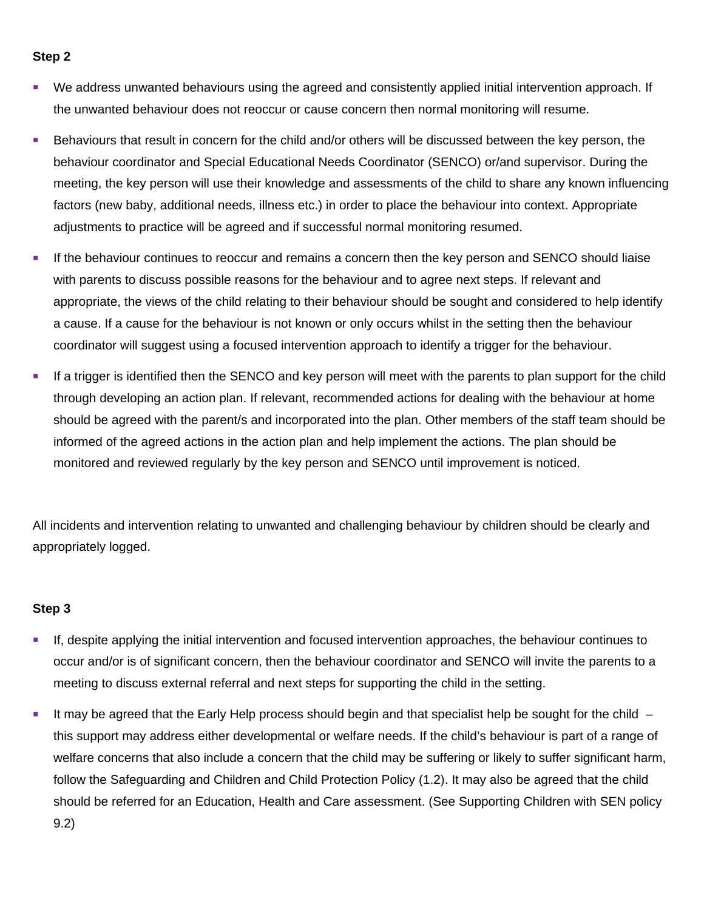**Step 2**

- We address unwanted behaviours using the agreed and consistently applied initial intervention approach. If the unwanted behaviour does not reoccur or cause concern then normal monitoring will resume.
- Behaviours that result in concern for the child and/or others will be discussed between the key person, the behaviour coordinator and Special Educational Needs Coordinator (SENCO) or/and supervisor. During the meeting, the key person will use their knowledge and assessments of the child to share any known influencing factors (new baby, additional needs, illness etc.) in order to place the behaviour into context. Appropriate adjustments to practice will be agreed and if successful normal monitoring resumed.
- If the behaviour continues to reoccur and remains a concern then the key person and SENCO should liaise with parents to discuss possible reasons for the behaviour and to agree next steps. If relevant and appropriate, the views of the child relating to their behaviour should be sought and considered to help identify a cause. If a cause for the behaviour is not known or only occurs whilst in the setting then the behaviour coordinator will suggest using a focused intervention approach to identify a trigger for the behaviour.
- If a trigger is identified then the SENCO and key person will meet with the parents to plan support for the child through developing an action plan. If relevant, recommended actions for dealing with the behaviour at home should be agreed with the parent/s and incorporated into the plan. Other members of the staff team should be informed of the agreed actions in the action plan and help implement the actions. The plan should be monitored and reviewed regularly by the key person and SENCO until improvement is noticed.

All incidents and intervention relating to unwanted and challenging behaviour by children should be clearly and appropriately logged.

**Step 3**

- If, despite applying the initial intervention and focused intervention approaches, the behaviour continues to occur and/or is of significant concern, then the behaviour coordinator and SENCO will invite the parents to a meeting to discuss external referral and next steps for supporting the child in the setting.
- It may be agreed that the Early Help process should begin and that specialist help be sought for the child – this support may address either developmental or welfare needs. If the child's behaviour is part of a range of welfare concerns that also include a concern that the child may be suffering or likely to suffer significant harm, follow the Safeguarding and Children and Child Protection Policy (1.2). It may also be agreed that the child should be referred for an Education, Health and Care assessment. (See Supporting Children with SEN policy 9.2)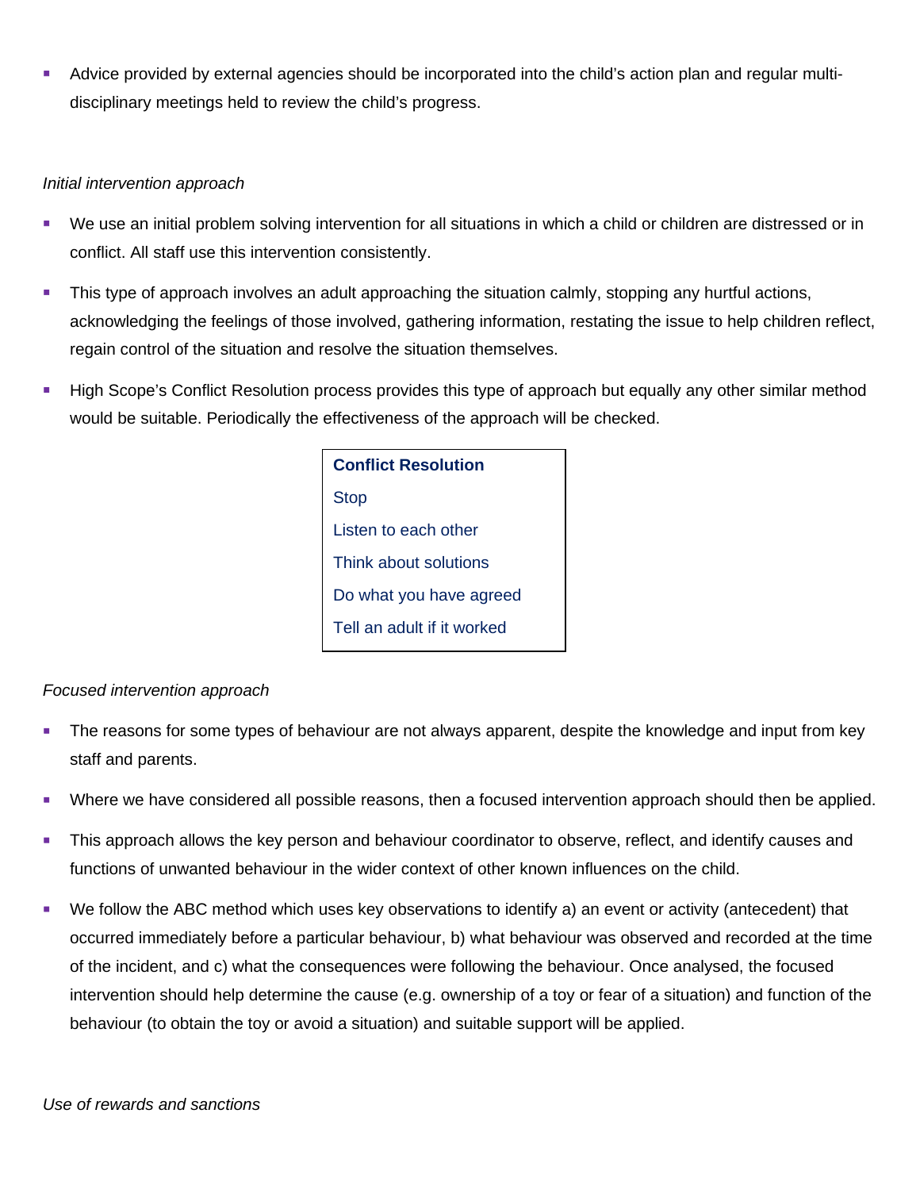- Advice provided by external agencies should be incorporated into the child's action plan and regular multi-disciplinary meetings held to review the child's progress.

*Initial intervention approach*

- We use an initial problem solving intervention for all situations in which a child or children are distressed or in conflict. All staff use this intervention consistently.
- This type of approach involves an adult approaching the situation calmly, stopping any hurtful actions, acknowledging the feelings of those involved, gathering information, restating the issue to help children reflect, regain control of the situation and resolve the situation themselves.
- High Scope's Conflict Resolution process provides this type of approach but equally any other similar method would be suitable. Periodically the effectiveness of the approach will be checked.

| **Conflict Resolution** |
|---|
| Stop |
| Listen to each other |
| Think about solutions |
| Do what you have agreed |
| Tell an adult if it worked |

*Focused intervention approach*

- The reasons for some types of behaviour are not always apparent, despite the knowledge and input from key staff and parents.
- Where we have considered all possible reasons, then a focused intervention approach should then be applied.
- This approach allows the key person and behaviour coordinator to observe, reflect, and identify causes and functions of unwanted behaviour in the wider context of other known influences on the child.
- We follow the ABC method which uses key observations to identify a) an event or activity (antecedent) that occurred immediately before a particular behaviour, b) what behaviour was observed and recorded at the time of the incident, and c) what the consequences were following the behaviour. Once analysed, the focused intervention should help determine the cause (e.g. ownership of a toy or fear of a situation) and function of the behaviour (to obtain the toy or avoid a situation) and suitable support will be applied.

*Use of rewards and sanctions*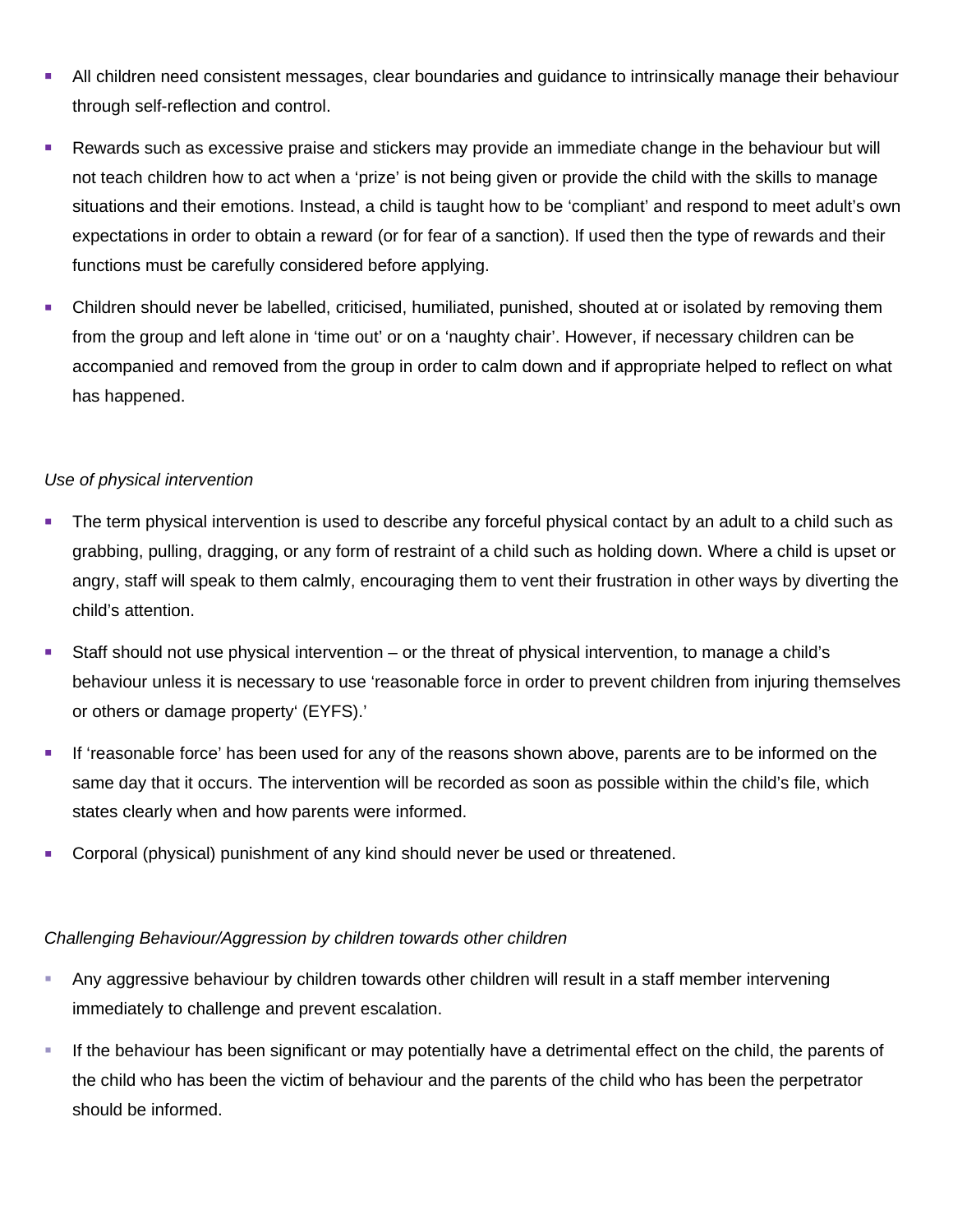- All children need consistent messages, clear boundaries and guidance to intrinsically manage their behaviour through self-reflection and control.
- Rewards such as excessive praise and stickers may provide an immediate change in the behaviour but will not teach children how to act when a 'prize' is not being given or provide the child with the skills to manage situations and their emotions. Instead, a child is taught how to be 'compliant' and respond to meet adult's own expectations in order to obtain a reward (or for fear of a sanction). If used then the type of rewards and their functions must be carefully considered before applying.
- Children should never be labelled, criticised, humiliated, punished, shouted at or isolated by removing them from the group and left alone in 'time out' or on a 'naughty chair'. However, if necessary children can be accompanied and removed from the group in order to calm down and if appropriate helped to reflect on what has happened.

*Use of physical intervention*

- The term physical intervention is used to describe any forceful physical contact by an adult to a child such as grabbing, pulling, dragging, or any form of restraint of a child such as holding down. Where a child is upset or angry, staff will speak to them calmly, encouraging them to vent their frustration in other ways by diverting the child's attention.
- Staff should not use physical intervention – or the threat of physical intervention, to manage a child's behaviour unless it is necessary to use 'reasonable force in order to prevent children from injuring themselves or others or damage property' (EYFS).'
- If 'reasonable force' has been used for any of the reasons shown above, parents are to be informed on the same day that it occurs. The intervention will be recorded as soon as possible within the child's file, which states clearly when and how parents were informed.
- Corporal (physical) punishment of any kind should never be used or threatened.

*Challenging Behaviour/Aggression by children towards other children*

- Any aggressive behaviour by children towards other children will result in a staff member intervening immediately to challenge and prevent escalation.
- If the behaviour has been significant or may potentially have a detrimental effect on the child, the parents of the child who has been the victim of behaviour and the parents of the child who has been the perpetrator should be informed.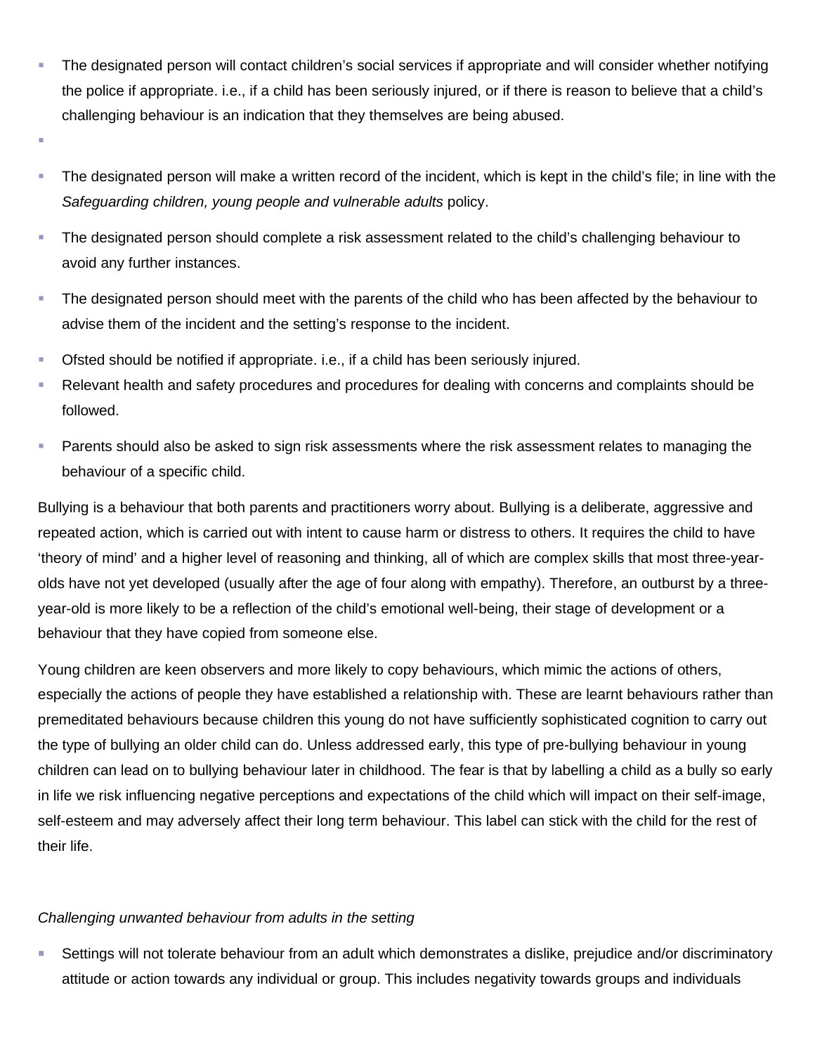- The designated person will contact children's social services if appropriate and will consider whether notifying the police if appropriate. i.e., if a child has been seriously injured, or if there is reason to believe that a child's challenging behaviour is an indication that they themselves are being abused.
- The designated person will make a written record of the incident, which is kept in the child's file; in line with the *Safeguarding children, young people and vulnerable adults* policy.
- The designated person should complete a risk assessment related to the child's challenging behaviour to avoid any further instances.
- The designated person should meet with the parents of the child who has been affected by the behaviour to advise them of the incident and the setting's response to the incident.
- Ofsted should be notified if appropriate. i.e., if a child has been seriously injured.
- Relevant health and safety procedures and procedures for dealing with concerns and complaints should be followed.
- Parents should also be asked to sign risk assessments where the risk assessment relates to managing the behaviour of a specific child.

Bullying is a behaviour that both parents and practitioners worry about. Bullying is a deliberate, aggressive and repeated action, which is carried out with intent to cause harm or distress to others. It requires the child to have 'theory of mind' and a higher level of reasoning and thinking, all of which are complex skills that most three-year-olds have not yet developed (usually after the age of four along with empathy). Therefore, an outburst by a three-year-old is more likely to be a reflection of the child's emotional well-being, their stage of development or a behaviour that they have copied from someone else.

Young children are keen observers and more likely to copy behaviours, which mimic the actions of others, especially the actions of people they have established a relationship with. These are learnt behaviours rather than premeditated behaviours because children this young do not have sufficiently sophisticated cognition to carry out the type of bullying an older child can do. Unless addressed early, this type of pre-bullying behaviour in young children can lead on to bullying behaviour later in childhood. The fear is that by labelling a child as a bully so early in life we risk influencing negative perceptions and expectations of the child which will impact on their self-image, self-esteem and may adversely affect their long term behaviour. This label can stick with the child for the rest of their life.

*Challenging unwanted behaviour from adults in the setting*

- Settings will not tolerate behaviour from an adult which demonstrates a dislike, prejudice and/or discriminatory attitude or action towards any individual or group. This includes negativity towards groups and individuals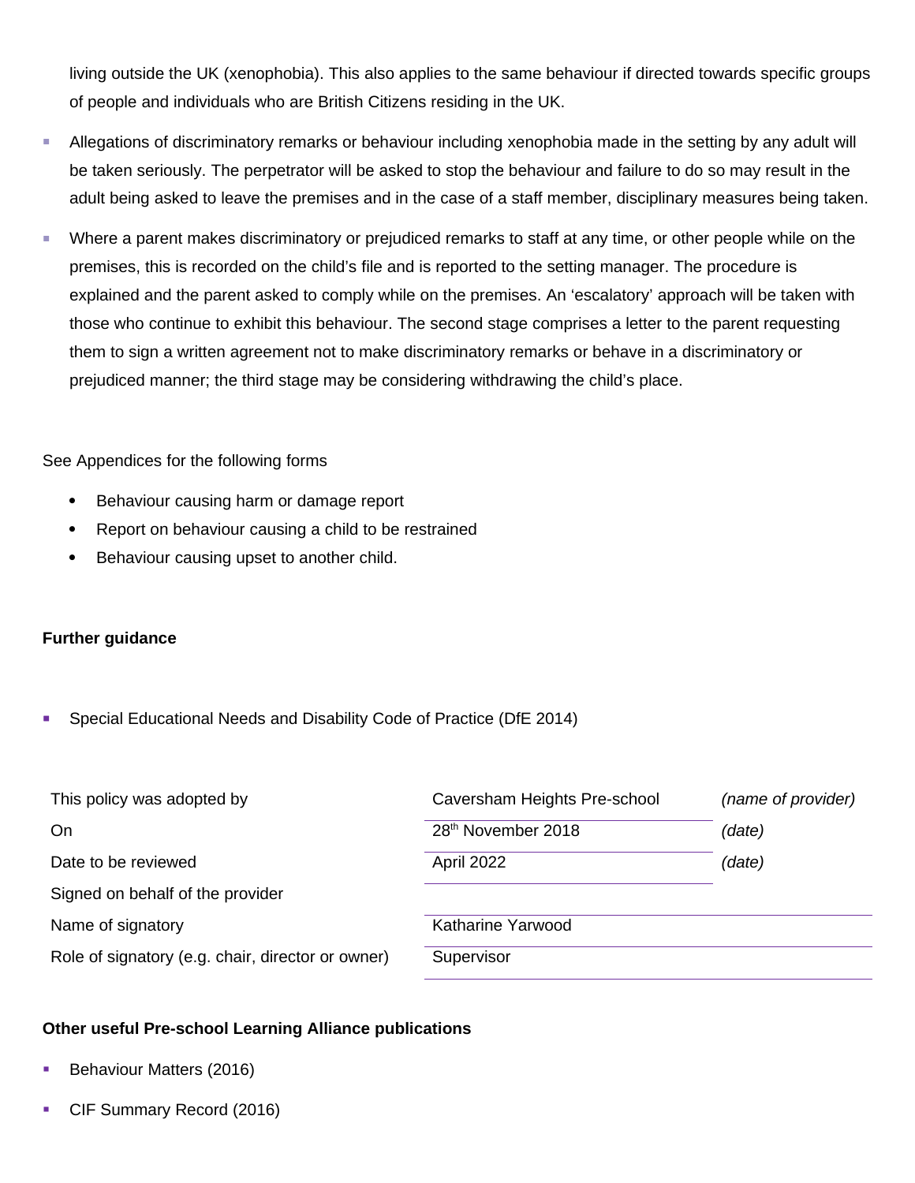living outside the UK (xenophobia). This also applies to the same behaviour if directed towards specific groups of people and individuals who are British Citizens residing in the UK.

- Allegations of discriminatory remarks or behaviour including xenophobia made in the setting by any adult will be taken seriously. The perpetrator will be asked to stop the behaviour and failure to do so may result in the adult being asked to leave the premises and in the case of a staff member, disciplinary measures being taken.
- Where a parent makes discriminatory or prejudiced remarks to staff at any time, or other people while on the premises, this is recorded on the child's file and is reported to the setting manager. The procedure is explained and the parent asked to comply while on the premises. An 'escalatory' approach will be taken with those who continue to exhibit this behaviour. The second stage comprises a letter to the parent requesting them to sign a written agreement not to make discriminatory remarks or behave in a discriminatory or prejudiced manner; the third stage may be considering withdrawing the child's place.

See Appendices for the following forms

- Behaviour causing harm or damage report
- Report on behaviour causing a child to be restrained
- Behaviour causing upset to another child.

**Further guidance**

- Special Educational Needs and Disability Code of Practice (DfE 2014)

| | | |
|---|---|---|
| This policy was adopted by | Caversham Heights Pre-school | *(name of provider)* |
| On | 28th November 2018 | *(date)* |
| Date to be reviewed | April 2022 | *(date)* |
| Signed on behalf of the provider | | |
| Name of signatory | Katharine Yarwood | |
| Role of signatory (e.g. chair, director or owner) | Supervisor | |

**Other useful Pre-school Learning Alliance publications**

- Behaviour Matters (2016)
- CIF Summary Record (2016)